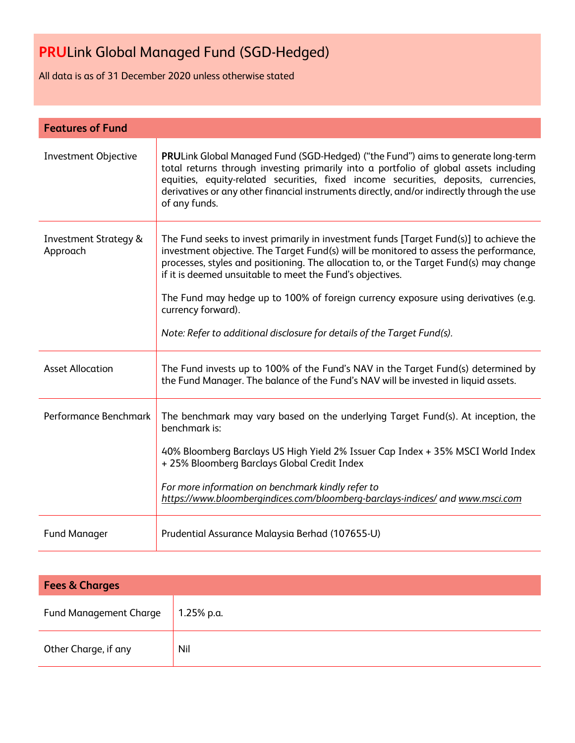# **PRU**Link Global Managed Fund (SGD-Hedged)

All data is as of 31 December 2020 unless otherwise stated

## Features of Fund

| | |
|---|---|
| Investment Objective | **PRU**Link Global Managed Fund (SGD-Hedged) ("the Fund") aims to generate long-term total returns through investing primarily into a portfolio of global assets including equities, equity-related securities, fixed income securities, deposits, currencies, derivatives or any other financial instruments directly, and/or indirectly through the use of any funds. |
| Investment Strategy & Approach | The Fund seeks to invest primarily in investment funds [Target Fund(s)] to achieve the investment objective. The Target Fund(s) will be monitored to assess the performance, processes, styles and positioning. The allocation to, or the Target Fund(s) may change if it is deemed unsuitable to meet the Fund's objectives.<br><br>The Fund may hedge up to 100% of foreign currency exposure using derivatives (e.g. currency forward).<br><br>*Note: Refer to additional disclosure for details of the Target Fund(s).* |
| Asset Allocation | The Fund invests up to 100% of the Fund's NAV in the Target Fund(s) determined by the Fund Manager. The balance of the Fund's NAV will be invested in liquid assets. |
| Performance Benchmark | The benchmark may vary based on the underlying Target Fund(s). At inception, the benchmark is:<br><br>40% Bloomberg Barclays US High Yield 2% Issuer Cap Index + 35% MSCI World Index + 25% Bloomberg Barclays Global Credit Index<br><br>*For more information on benchmark kindly refer to https://www.bloombergindices.com/bloomberg-barclays-indices/ and www.msci.com* |
| Fund Manager | Prudential Assurance Malaysia Berhad (107655-U) |

## Fees & Charges

| | |
|---|---|
| Fund Management Charge | 1.25% p.a. |
| Other Charge, if any | Nil |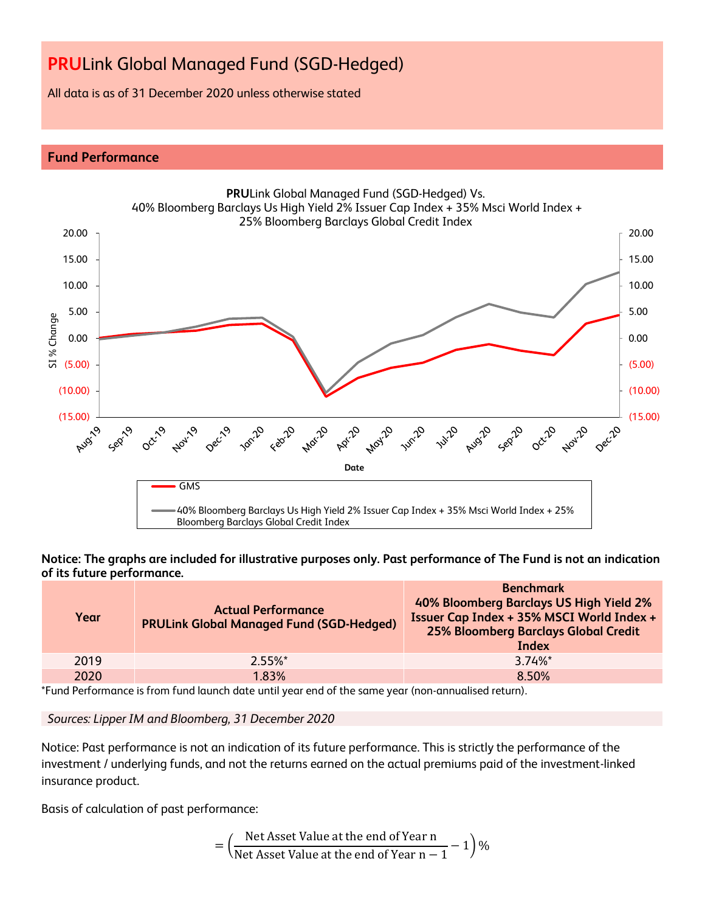# **PRU**Link Global Managed Fund (SGD-Hedged)

All data is as of 31 December 2020 unless otherwise stated

## Fund Performance

**PRU**Link Global Managed Fund (SGD-Hedged) Vs.
40% Bloomberg Barclays Us High Yield 2% Issuer Cap Index + 35% Msci World Index + 25% Bloomberg Barclays Global Credit Index

**Notice: The graphs are included for illustrative purposes only. Past performance of The Fund is not an indication of its future performance.**

| Year | Actual Performance PRULink Global Managed Fund (SGD-Hedged) | Benchmark 40% Bloomberg Barclays US High Yield 2% Issuer Cap Index + 35% MSCI World Index + 25% Bloomberg Barclays Global Credit Index |
|---|---|---|
| 2019 | 2.55%* | 3.74%* |
| 2020 | 1.83% | 8.50% |

*Fund Performance is from fund launch date until year end of the same year (non-annualised return).

*Sources: Lipper IM and Bloomberg, 31 December 2020*

Notice: Past performance is not an indication of its future performance. This is strictly the performance of the investment / underlying funds, and not the returns earned on the actual premiums paid of the investment-linked insurance product.

Basis of calculation of past performance:

$$= \left(\frac{\text{Net Asset Value at the end of Year n}}{\text{Net Asset Value at the end of Year n} - 1} - 1\right)\%$$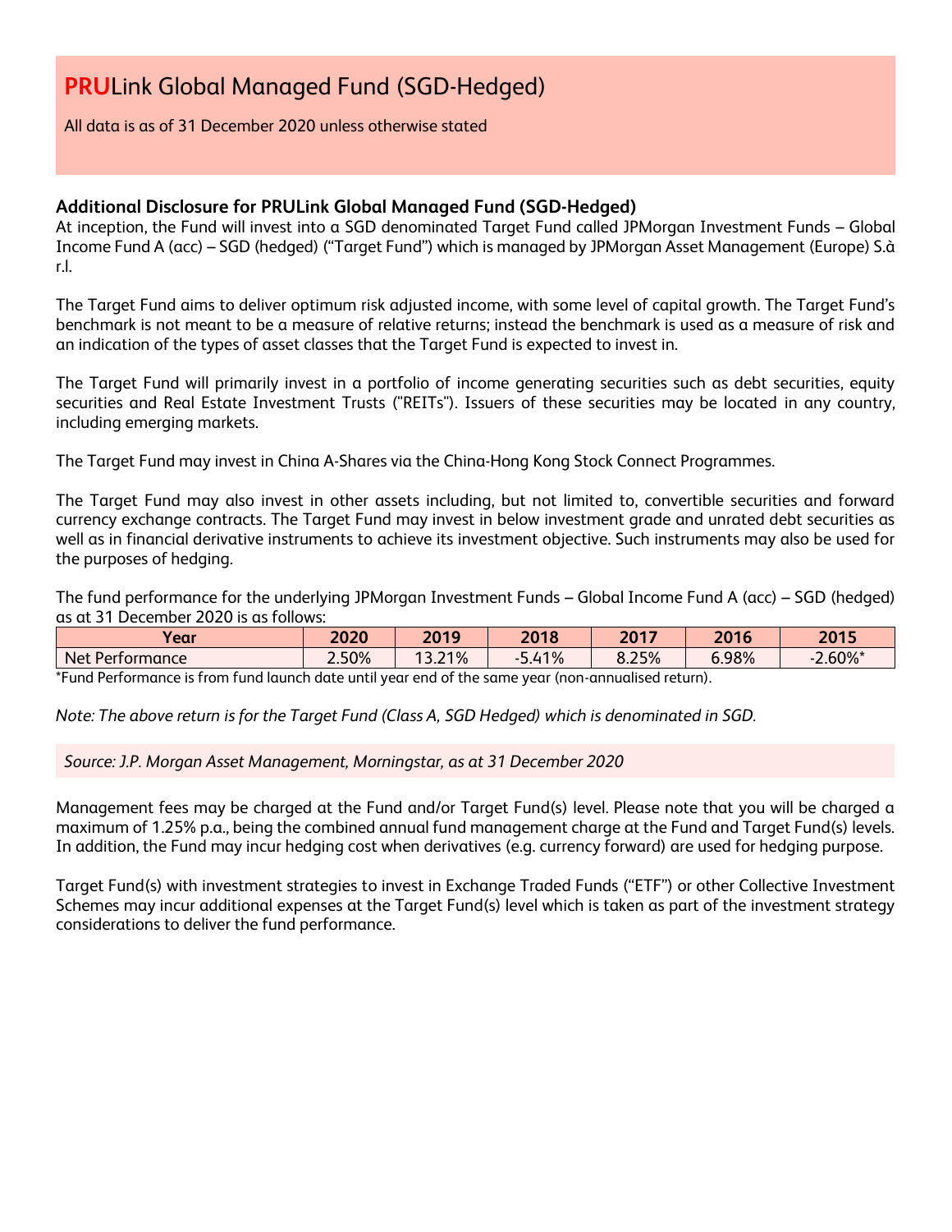# **PRU**Link Global Managed Fund (SGD-Hedged)

All data is as of 31 December 2020 unless otherwise stated

### Additional Disclosure for PRULink Global Managed Fund (SGD-Hedged)

At inception, the Fund will invest into a SGD denominated Target Fund called JPMorgan Investment Funds – Global Income Fund A (acc) – SGD (hedged) ("Target Fund") which is managed by JPMorgan Asset Management (Europe) S.à r.l.

The Target Fund aims to deliver optimum risk adjusted income, with some level of capital growth. The Target Fund's benchmark is not meant to be a measure of relative returns; instead the benchmark is used as a measure of risk and an indication of the types of asset classes that the Target Fund is expected to invest in.

The Target Fund will primarily invest in a portfolio of income generating securities such as debt securities, equity securities and Real Estate Investment Trusts ("REITs"). Issuers of these securities may be located in any country, including emerging markets.

The Target Fund may invest in China A-Shares via the China-Hong Kong Stock Connect Programmes.

The Target Fund may also invest in other assets including, but not limited to, convertible securities and forward currency exchange contracts. The Target Fund may invest in below investment grade and unrated debt securities as well as in financial derivative instruments to achieve its investment objective. Such instruments may also be used for the purposes of hedging.

The fund performance for the underlying JPMorgan Investment Funds – Global Income Fund A (acc) – SGD (hedged) as at 31 December 2020 is as follows:

| Year | 2020 | 2019 | 2018 | 2017 | 2016 | 2015 |
|---|---|---|---|---|---|---|
| Net Performance | 2.50% | 13.21% | -5.41% | 8.25% | 6.98% | -2.60%* |

*Fund Performance is from fund launch date until year end of the same year (non-annualised return).

*Note: The above return is for the Target Fund (Class A, SGD Hedged) which is denominated in SGD.*

*Source: J.P. Morgan Asset Management, Morningstar, as at 31 December 2020*

Management fees may be charged at the Fund and/or Target Fund(s) level. Please note that you will be charged a maximum of 1.25% p.a., being the combined annual fund management charge at the Fund and Target Fund(s) levels. In addition, the Fund may incur hedging cost when derivatives (e.g. currency forward) are used for hedging purpose.

Target Fund(s) with investment strategies to invest in Exchange Traded Funds ("ETF") or other Collective Investment Schemes may incur additional expenses at the Target Fund(s) level which is taken as part of the investment strategy considerations to deliver the fund performance.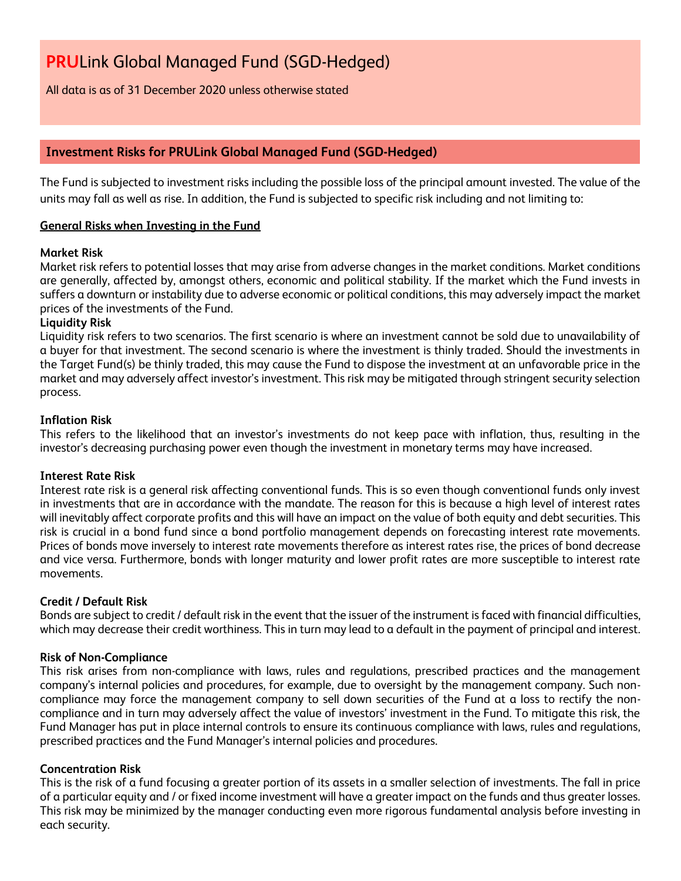# PRULink Global Managed Fund (SGD-Hedged)

All data is as of 31 December 2020 unless otherwise stated

## Investment Risks for PRULink Global Managed Fund (SGD-Hedged)

The Fund is subjected to investment risks including the possible loss of the principal amount invested. The value of the units may fall as well as rise. In addition, the Fund is subjected to specific risk including and not limiting to:

### General Risks when Investing in the Fund

**Market Risk**
Market risk refers to potential losses that may arise from adverse changes in the market conditions. Market conditions are generally, affected by, amongst others, economic and political stability. If the market which the Fund invests in suffers a downturn or instability due to adverse economic or political conditions, this may adversely impact the market prices of the investments of the Fund.

**Liquidity Risk**
Liquidity risk refers to two scenarios. The first scenario is where an investment cannot be sold due to unavailability of a buyer for that investment. The second scenario is where the investment is thinly traded. Should the investments in the Target Fund(s) be thinly traded, this may cause the Fund to dispose the investment at an unfavorable price in the market and may adversely affect investor's investment. This risk may be mitigated through stringent security selection process.

**Inflation Risk**
This refers to the likelihood that an investor's investments do not keep pace with inflation, thus, resulting in the investor's decreasing purchasing power even though the investment in monetary terms may have increased.

**Interest Rate Risk**
Interest rate risk is a general risk affecting conventional funds. This is so even though conventional funds only invest in investments that are in accordance with the mandate. The reason for this is because a high level of interest rates will inevitably affect corporate profits and this will have an impact on the value of both equity and debt securities. This risk is crucial in a bond fund since a bond portfolio management depends on forecasting interest rate movements. Prices of bonds move inversely to interest rate movements therefore as interest rates rise, the prices of bond decrease and vice versa. Furthermore, bonds with longer maturity and lower profit rates are more susceptible to interest rate movements.

**Credit / Default Risk**
Bonds are subject to credit / default risk in the event that the issuer of the instrument is faced with financial difficulties, which may decrease their credit worthiness. This in turn may lead to a default in the payment of principal and interest.

**Risk of Non-Compliance**
This risk arises from non-compliance with laws, rules and regulations, prescribed practices and the management company's internal policies and procedures, for example, due to oversight by the management company. Such non-compliance may force the management company to sell down securities of the Fund at a loss to rectify the non-compliance and in turn may adversely affect the value of investors' investment in the Fund. To mitigate this risk, the Fund Manager has put in place internal controls to ensure its continuous compliance with laws, rules and regulations, prescribed practices and the Fund Manager's internal policies and procedures.

**Concentration Risk**
This is the risk of a fund focusing a greater portion of its assets in a smaller selection of investments. The fall in price of a particular equity and / or fixed income investment will have a greater impact on the funds and thus greater losses. This risk may be minimized by the manager conducting even more rigorous fundamental analysis before investing in each security.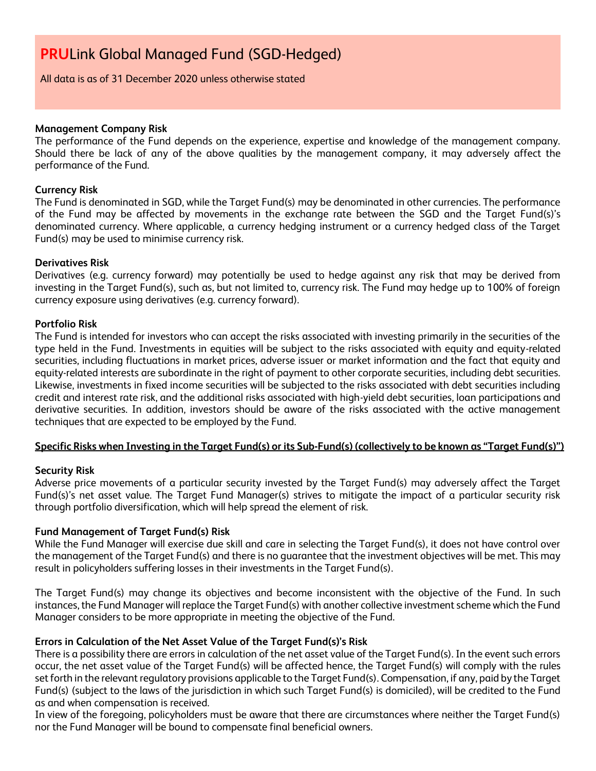# **PRU**Link Global Managed Fund (SGD-Hedged)

All data is as of 31 December 2020 unless otherwise stated

**Management Company Risk**

The performance of the Fund depends on the experience, expertise and knowledge of the management company. Should there be lack of any of the above qualities by the management company, it may adversely affect the performance of the Fund.

**Currency Risk**

The Fund is denominated in SGD, while the Target Fund(s) may be denominated in other currencies. The performance of the Fund may be affected by movements in the exchange rate between the SGD and the Target Fund(s)'s denominated currency. Where applicable, a currency hedging instrument or a currency hedged class of the Target Fund(s) may be used to minimise currency risk.

**Derivatives Risk**

Derivatives (e.g. currency forward) may potentially be used to hedge against any risk that may be derived from investing in the Target Fund(s), such as, but not limited to, currency risk. The Fund may hedge up to 100% of foreign currency exposure using derivatives (e.g. currency forward).

**Portfolio Risk**

The Fund is intended for investors who can accept the risks associated with investing primarily in the securities of the type held in the Fund. Investments in equities will be subject to the risks associated with equity and equity-related securities, including fluctuations in market prices, adverse issuer or market information and the fact that equity and equity-related interests are subordinate in the right of payment to other corporate securities, including debt securities. Likewise, investments in fixed income securities will be subjected to the risks associated with debt securities including credit and interest rate risk, and the additional risks associated with high-yield debt securities, loan participations and derivative securities. In addition, investors should be aware of the risks associated with the active management techniques that are expected to be employed by the Fund.

**<u>Specific Risks when Investing in the Target Fund(s) or its Sub-Fund(s) (collectively to be known as "Target Fund(s)")</u>**

**Security Risk**

Adverse price movements of a particular security invested by the Target Fund(s) may adversely affect the Target Fund(s)'s net asset value. The Target Fund Manager(s) strives to mitigate the impact of a particular security risk through portfolio diversification, which will help spread the element of risk.

**Fund Management of Target Fund(s) Risk**

While the Fund Manager will exercise due skill and care in selecting the Target Fund(s), it does not have control over the management of the Target Fund(s) and there is no guarantee that the investment objectives will be met. This may result in policyholders suffering losses in their investments in the Target Fund(s).

The Target Fund(s) may change its objectives and become inconsistent with the objective of the Fund. In such instances, the Fund Manager will replace the Target Fund(s) with another collective investment scheme which the Fund Manager considers to be more appropriate in meeting the objective of the Fund.

**Errors in Calculation of the Net Asset Value of the Target Fund(s)'s Risk**

There is a possibility there are errors in calculation of the net asset value of the Target Fund(s). In the event such errors occur, the net asset value of the Target Fund(s) will be affected hence, the Target Fund(s) will comply with the rules set forth in the relevant regulatory provisions applicable to the Target Fund(s). Compensation, if any, paid by the Target Fund(s) (subject to the laws of the jurisdiction in which such Target Fund(s) is domiciled), will be credited to the Fund as and when compensation is received.

In view of the foregoing, policyholders must be aware that there are circumstances where neither the Target Fund(s) nor the Fund Manager will be bound to compensate final beneficial owners.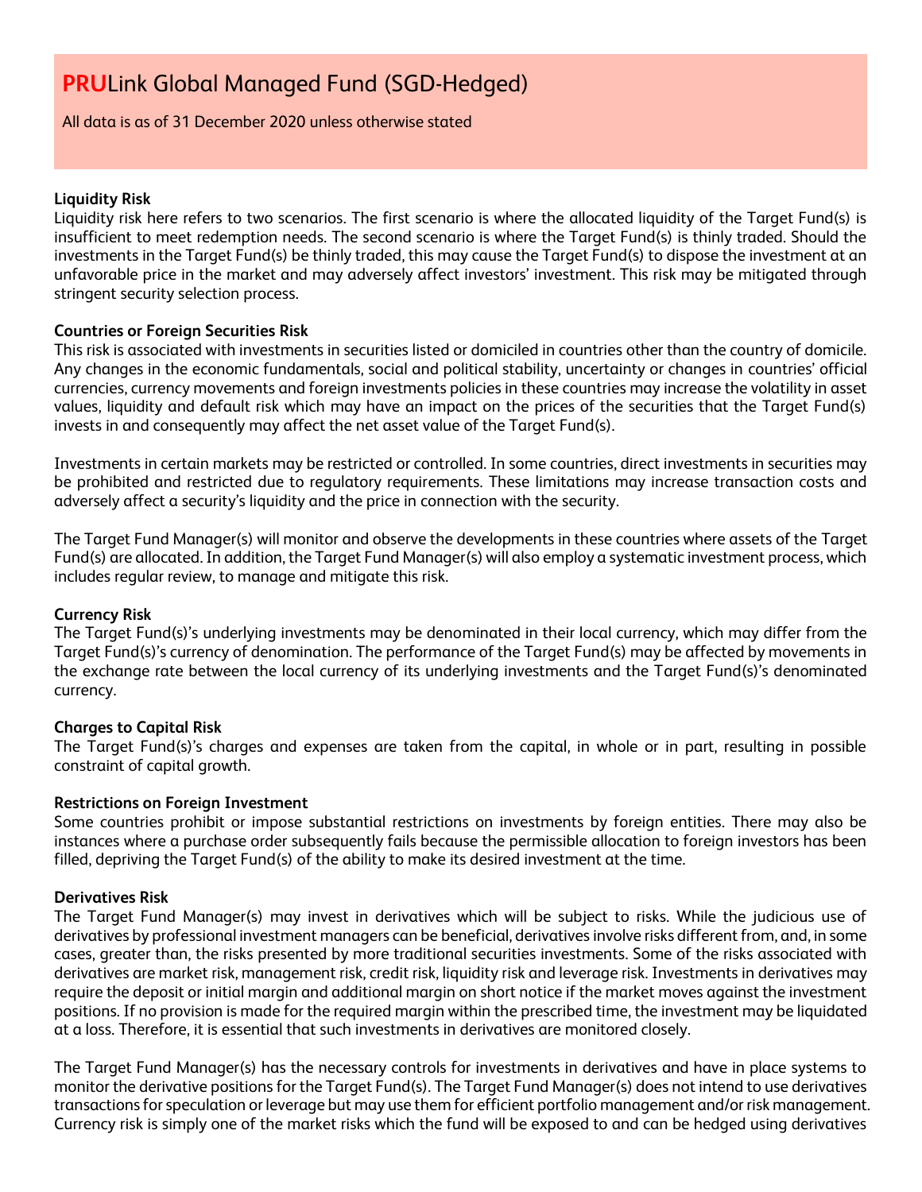# PRULink Global Managed Fund (SGD-Hedged)

All data is as of 31 December 2020 unless otherwise stated

**Liquidity Risk**

Liquidity risk here refers to two scenarios. The first scenario is where the allocated liquidity of the Target Fund(s) is insufficient to meet redemption needs. The second scenario is where the Target Fund(s) is thinly traded. Should the investments in the Target Fund(s) be thinly traded, this may cause the Target Fund(s) to dispose the investment at an unfavorable price in the market and may adversely affect investors' investment. This risk may be mitigated through stringent security selection process.

**Countries or Foreign Securities Risk**

This risk is associated with investments in securities listed or domiciled in countries other than the country of domicile. Any changes in the economic fundamentals, social and political stability, uncertainty or changes in countries' official currencies, currency movements and foreign investments policies in these countries may increase the volatility in asset values, liquidity and default risk which may have an impact on the prices of the securities that the Target Fund(s) invests in and consequently may affect the net asset value of the Target Fund(s).

Investments in certain markets may be restricted or controlled. In some countries, direct investments in securities may be prohibited and restricted due to regulatory requirements. These limitations may increase transaction costs and adversely affect a security's liquidity and the price in connection with the security.

The Target Fund Manager(s) will monitor and observe the developments in these countries where assets of the Target Fund(s) are allocated. In addition, the Target Fund Manager(s) will also employ a systematic investment process, which includes regular review, to manage and mitigate this risk.

**Currency Risk**

The Target Fund(s)'s underlying investments may be denominated in their local currency, which may differ from the Target Fund(s)'s currency of denomination. The performance of the Target Fund(s) may be affected by movements in the exchange rate between the local currency of its underlying investments and the Target Fund(s)'s denominated currency.

**Charges to Capital Risk**

The Target Fund(s)'s charges and expenses are taken from the capital, in whole or in part, resulting in possible constraint of capital growth.

**Restrictions on Foreign Investment**

Some countries prohibit or impose substantial restrictions on investments by foreign entities. There may also be instances where a purchase order subsequently fails because the permissible allocation to foreign investors has been filled, depriving the Target Fund(s) of the ability to make its desired investment at the time.

**Derivatives Risk**

The Target Fund Manager(s) may invest in derivatives which will be subject to risks. While the judicious use of derivatives by professional investment managers can be beneficial, derivatives involve risks different from, and, in some cases, greater than, the risks presented by more traditional securities investments. Some of the risks associated with derivatives are market risk, management risk, credit risk, liquidity risk and leverage risk. Investments in derivatives may require the deposit or initial margin and additional margin on short notice if the market moves against the investment positions. If no provision is made for the required margin within the prescribed time, the investment may be liquidated at a loss. Therefore, it is essential that such investments in derivatives are monitored closely.

The Target Fund Manager(s) has the necessary controls for investments in derivatives and have in place systems to monitor the derivative positions for the Target Fund(s). The Target Fund Manager(s) does not intend to use derivatives transactions for speculation or leverage but may use them for efficient portfolio management and/or risk management. Currency risk is simply one of the market risks which the fund will be exposed to and can be hedged using derivatives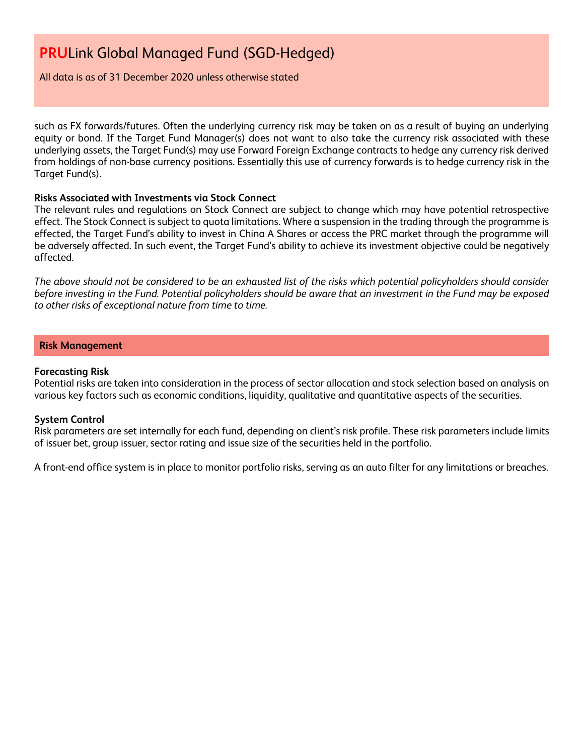such as FX forwards/futures. Often the underlying currency risk may be taken on as a result of buying an underlying equity or bond. If the Target Fund Manager(s) does not want to also take the currency risk associated with these underlying assets, the Target Fund(s) may use Forward Foreign Exchange contracts to hedge any currency risk derived from holdings of non-base currency positions. Essentially this use of currency forwards is to hedge currency risk in the Target Fund(s).

**Risks Associated with Investments via Stock Connect**

The relevant rules and regulations on Stock Connect are subject to change which may have potential retrospective effect. The Stock Connect is subject to quota limitations. Where a suspension in the trading through the programme is effected, the Target Fund's ability to invest in China A Shares or access the PRC market through the programme will be adversely affected. In such event, the Target Fund's ability to achieve its investment objective could be negatively affected.

*The above should not be considered to be an exhausted list of the risks which potential policyholders should consider before investing in the Fund. Potential policyholders should be aware that an investment in the Fund may be exposed to other risks of exceptional nature from time to time.*

## Risk Management

**Forecasting Risk**

Potential risks are taken into consideration in the process of sector allocation and stock selection based on analysis on various key factors such as economic conditions, liquidity, qualitative and quantitative aspects of the securities.

**System Control**

Risk parameters are set internally for each fund, depending on client's risk profile. These risk parameters include limits of issuer bet, group issuer, sector rating and issue size of the securities held in the portfolio.

A front-end office system is in place to monitor portfolio risks, serving as an auto filter for any limitations or breaches.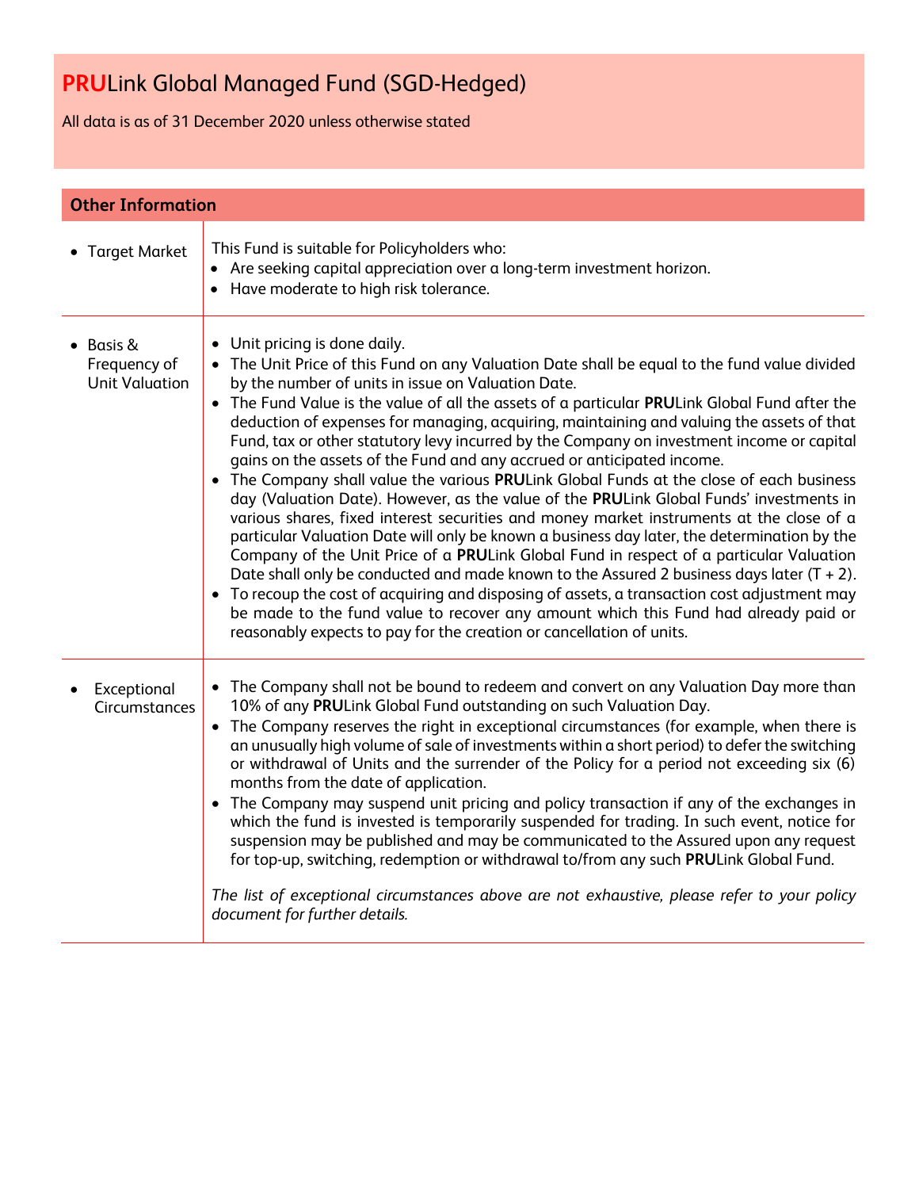# **PRU**Link Global Managed Fund (SGD-Hedged)

All data is as of 31 December 2020 unless otherwise stated

## Other Information

| | |
|---|---|
| • Target Market | This Fund is suitable for Policyholders who:<br>• Are seeking capital appreciation over a long-term investment horizon.<br>• Have moderate to high risk tolerance. |
| • Basis & Frequency of Unit Valuation | • Unit pricing is done daily.<br>• The Unit Price of this Fund on any Valuation Date shall be equal to the fund value divided by the number of units in issue on Valuation Date.<br>• The Fund Value is the value of all the assets of a particular **PRU**Link Global Fund after the deduction of expenses for managing, acquiring, maintaining and valuing the assets of that Fund, tax or other statutory levy incurred by the Company on investment income or capital gains on the assets of the Fund and any accrued or anticipated income.<br>• The Company shall value the various **PRU**Link Global Funds at the close of each business day (Valuation Date). However, as the value of the **PRU**Link Global Funds' investments in various shares, fixed interest securities and money market instruments at the close of a particular Valuation Date will only be known a business day later, the determination by the Company of the Unit Price of a **PRU**Link Global Fund in respect of a particular Valuation Date shall only be conducted and made known to the Assured 2 business days later (T + 2).<br>• To recoup the cost of acquiring and disposing of assets, a transaction cost adjustment may be made to the fund value to recover any amount which this Fund had already paid or reasonably expects to pay for the creation or cancellation of units. |
| • Exceptional Circumstances | • The Company shall not be bound to redeem and convert on any Valuation Day more than 10% of any **PRU**Link Global Fund outstanding on such Valuation Day.<br>• The Company reserves the right in exceptional circumstances (for example, when there is an unusually high volume of sale of investments within a short period) to defer the switching or withdrawal of Units and the surrender of the Policy for a period not exceeding six (6) months from the date of application.<br>• The Company may suspend unit pricing and policy transaction if any of the exchanges in which the fund is invested is temporarily suspended for trading. In such event, notice for suspension may be published and may be communicated to the Assured upon any request for top-up, switching, redemption or withdrawal to/from any such **PRU**Link Global Fund.<br><br>*The list of exceptional circumstances above are not exhaustive, please refer to your policy document for further details.* |